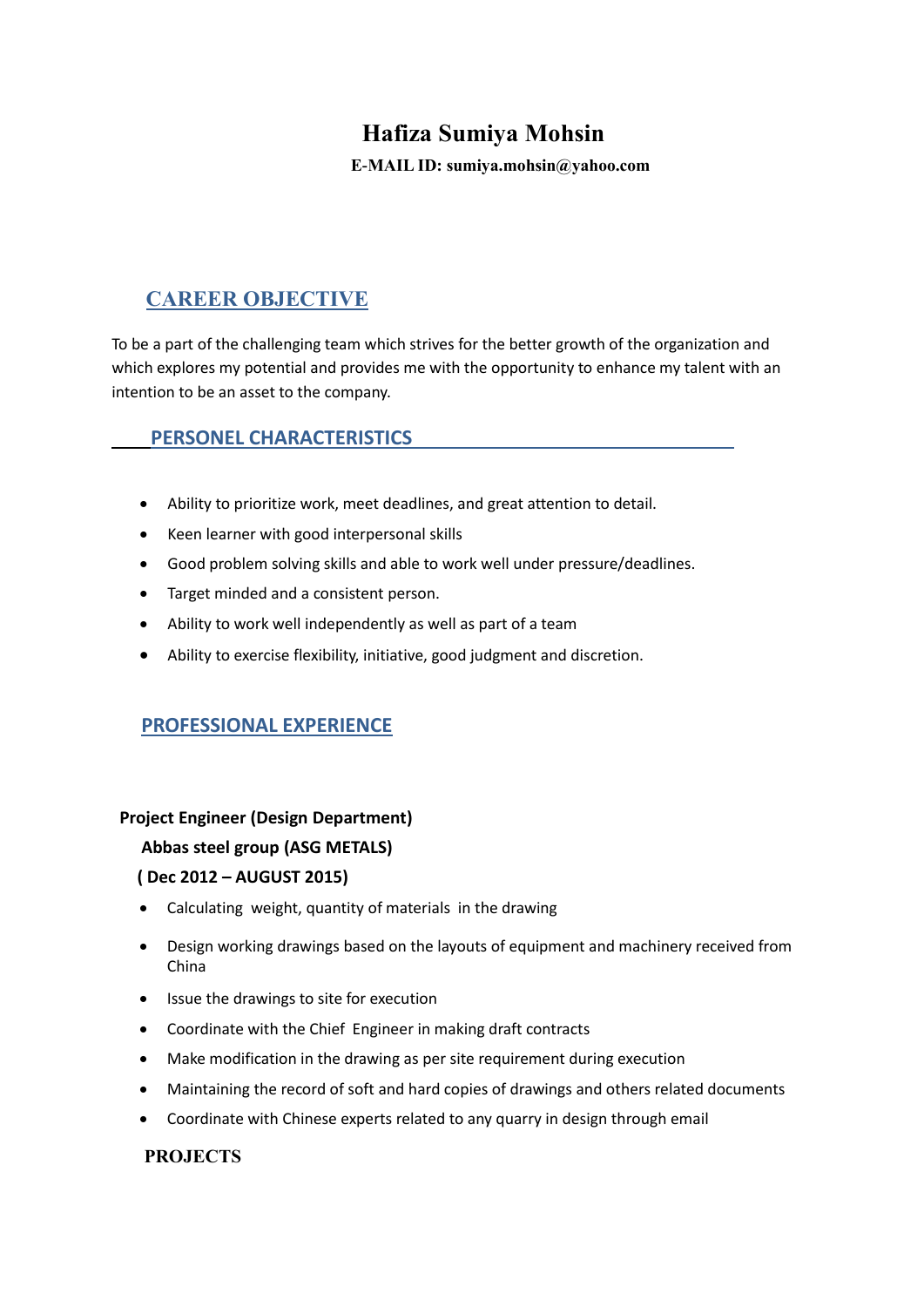# Hafiza Sumiya Mohsin

**E-MAIL ID: sumiya.mohsin@yahoo.com**

## CAREER OBJECTIVE

To be a part of the challenging team which strives for the better growth of the organization and which explores my potential and provides me with the opportunity to enhance my talent with an intention to be an asset to the company.

## PERSONEL CHARACTERISTICS

- Ability to prioritize work, meet deadlines, and great attention to detail.
- Keen learner with good interpersonal skills
- Good problem solving skills and able to work well under pressure/deadlines.
- Target minded and a consistent person.
- Ability to work well independently as well as part of a team
- Ability to exercise flexibility, initiative, good judgment and discretion.

## PROFESSIONAL EXPERIENCE

**Project Engineer (Design Department)**

**Abbas steel group (ASG METALS)**

**( Dec 2012 – AUGUST 2015)**

- Calculating weight, quantity of materials in the drawing
- Design working drawings based on the layouts of equipment and machinery received from China
- Issue the drawings to site for execution
- Coordinate with the Chief Engineer in making draft contracts
- Make modification in the drawing as per site requirement during execution
- Maintaining the record of soft and hard copies of drawings and others related documents
- Coordinate with Chinese experts related to any quarry in design through email

**PROJECTS**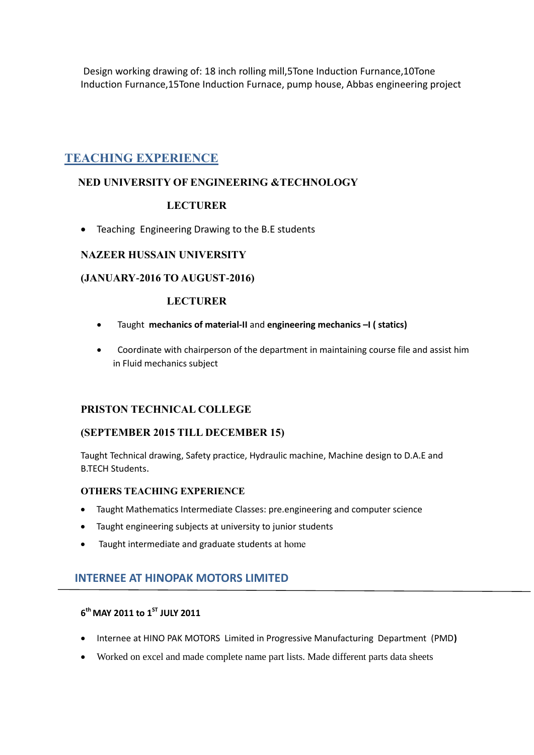Design working drawing of: 18 inch rolling mill,5Tone Induction Furnance,10Tone Induction Furnance,15Tone Induction Furnace, pump house, Abbas engineering project

## TEACHING EXPERIENCE

### NED UNIVERSITY OF ENGINEERING &TECHNOLOGY

**LECTURER**

- Teaching Engineering Drawing to the B.E students

### NAZEER HUSSAIN UNIVERSITY

**(JANUARY-2016 TO AUGUST-2016)**

**LECTURER**

- Taught **mechanics of material-II** and **engineering mechanics –I ( statics)**
- Coordinate with chairperson of the department in maintaining course file and assist him in Fluid mechanics subject

### PRISTON TECHNICAL COLLEGE

**(SEPTEMBER 2015 TILL DECEMBER 15)**

Taught Technical drawing, Safety practice, Hydraulic machine, Machine design to D.A.E and B.TECH Students.

### OTHERS TEACHING EXPERIENCE

- Taught Mathematics Intermediate Classes: pre.engineering and computer science
- Taught engineering subjects at university to junior students
- Taught intermediate and graduate students at home

## INTERNEE AT HINOPAK MOTORS LIMITED

**6th MAY 2011 to 1ST JULY 2011**

- Internee at HINO PAK MOTORS Limited in Progressive Manufacturing Department (PMD**)**
- Worked on excel and made complete name part lists. Made different parts data sheets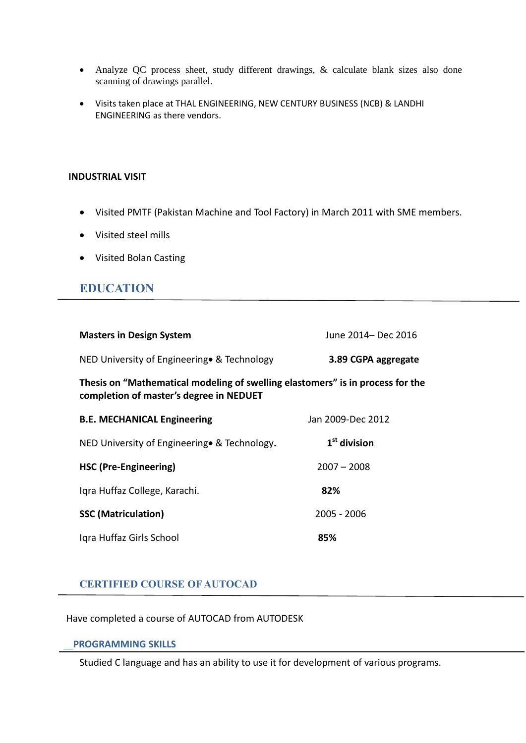- Analyze QC process sheet, study different drawings, & calculate blank sizes also done scanning of drawings parallel.
- Visits taken place at THAL ENGINEERING, NEW CENTURY BUSINESS (NCB) & LANDHI ENGINEERING as there vendors.

**INDUSTRIAL VISIT**

- Visited PMTF (Pakistan Machine and Tool Factory) in March 2011 with SME members.
- Visited steel mills
- Visited Bolan Casting

## EDUCATION

| | |
|---|---|
| **Masters in Design System** | June 2014– Dec 2016 |
| NED University of Engineering• & Technology | **3.89 CGPA aggregate** |

**Thesis on "Mathematical modeling of swelling elastomers" is in process for the completion of master's degree in NEDUET**

| | |
|---|---|
| **B.E. MECHANICAL Engineering** | Jan 2009-Dec 2012 |
| NED University of Engineering• & Technology**.** | **1st division** |
| **HSC (Pre-Engineering)** | 2007 – 2008 |
| Iqra Huffaz College, Karachi. | **82%** |
| **SSC (Matriculation)** | 2005 - 2006 |
| Iqra Huffaz Girls School | **85%** |

## CERTIFIED COURSE OF AUTOCAD

Have completed a course of AUTOCAD from AUTODESK

## PROGRAMMING SKILLS

Studied C language and has an ability to use it for development of various programs.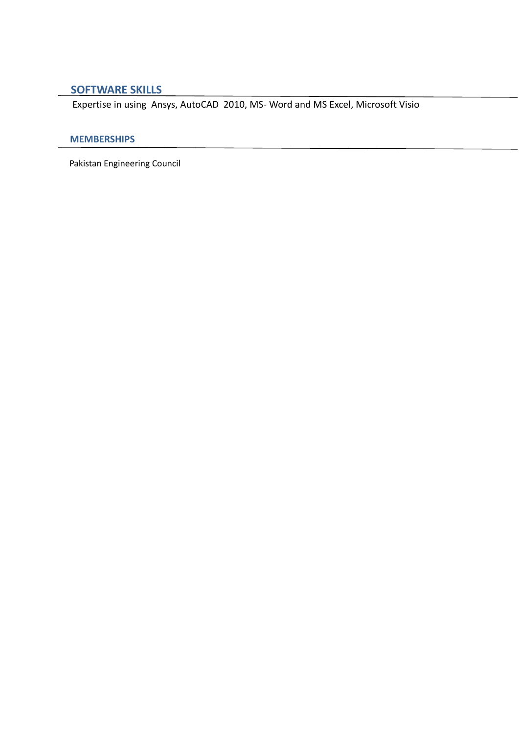## SOFTWARE SKILLS

Expertise in using Ansys, AutoCAD 2010, MS- Word and MS Excel, Microsoft Visio

## MEMBERSHIPS

Pakistan Engineering Council